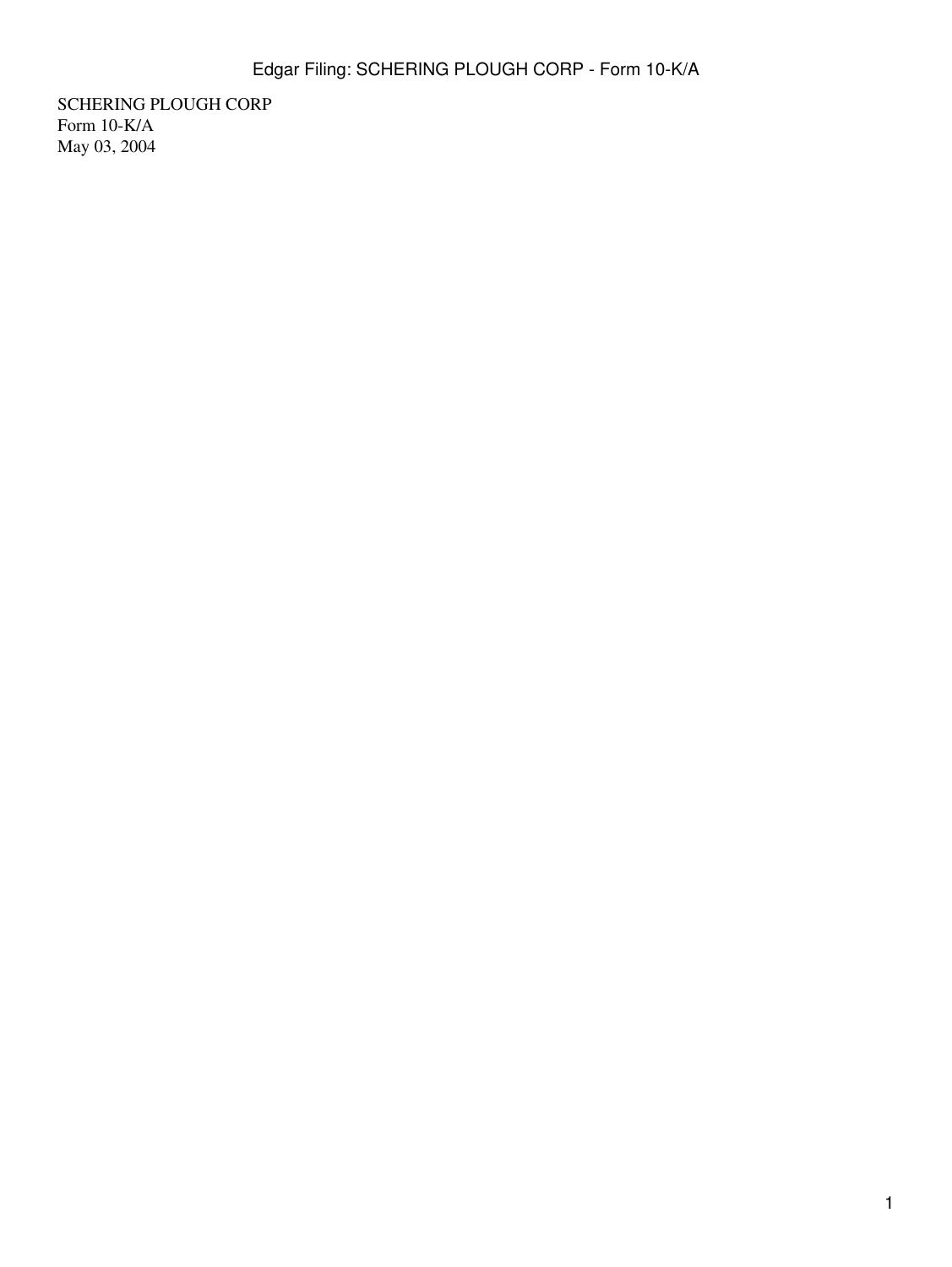SCHERING PLOUGH CORP
Form 10-K/A
May 03, 2004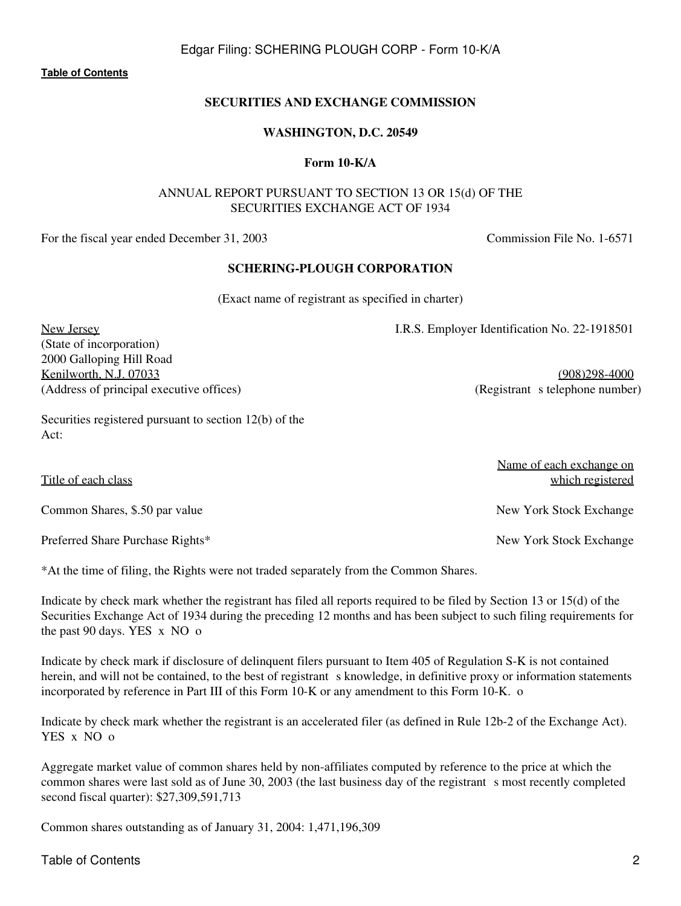[Table of Contents](#)

**SECURITIES AND EXCHANGE COMMISSION**

**WASHINGTON, D.C. 20549**

**Form 10-K/A**

ANNUAL REPORT PURSUANT TO SECTION 13 OR 15(d) OF THE SECURITIES EXCHANGE ACT OF 1934

For the fiscal year ended December 31, 2003 Commission File No. 1-6571

**SCHERING-PLOUGH CORPORATION**

(Exact name of registrant as specified in charter)

| | |
|---|---|
| New Jersey<br>(State of incorporation) | I.R.S. Employer Identification No. 22-1918501 |
| 2000 Galloping Hill Road<br>Kenilworth, N.J. 07033<br>(Address of principal executive offices) | (908)298-4000<br>(Registrant s telephone number) |

Securities registered pursuant to section 12(b) of the Act:

| Title of each class | Name of each exchange on which registered |
|---|---|
| Common Shares, $.50 par value | New York Stock Exchange |
| Preferred Share Purchase Rights* | New York Stock Exchange |

*At the time of filing, the Rights were not traded separately from the Common Shares.

Indicate by check mark whether the registrant has filed all reports required to be filed by Section 13 or 15(d) of the Securities Exchange Act of 1934 during the preceding 12 months and has been subject to such filing requirements for the past 90 days. YES x NO o

Indicate by check mark if disclosure of delinquent filers pursuant to Item 405 of Regulation S-K is not contained herein, and will not be contained, to the best of registrant s knowledge, in definitive proxy or information statements incorporated by reference in Part III of this Form 10-K or any amendment to this Form 10-K. o

Indicate by check mark whether the registrant is an accelerated filer (as defined in Rule 12b-2 of the Exchange Act). YES x NO o

Aggregate market value of common shares held by non-affiliates computed by reference to the price at which the common shares were last sold as of June 30, 2003 (the last business day of the registrant s most recently completed second fiscal quarter): $27,309,591,713

Common shares outstanding as of January 31, 2004: 1,471,196,309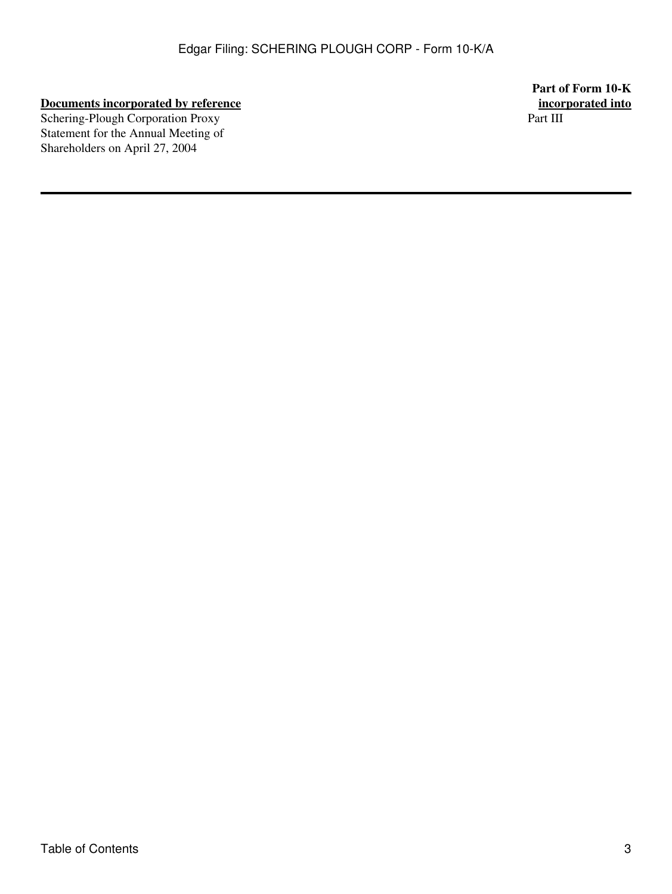| Documents incorporated by reference | Part of Form 10-K incorporated into |
| --- | --- |
| Schering-Plough Corporation Proxy Statement for the Annual Meeting of Shareholders on April 27, 2004 | Part III |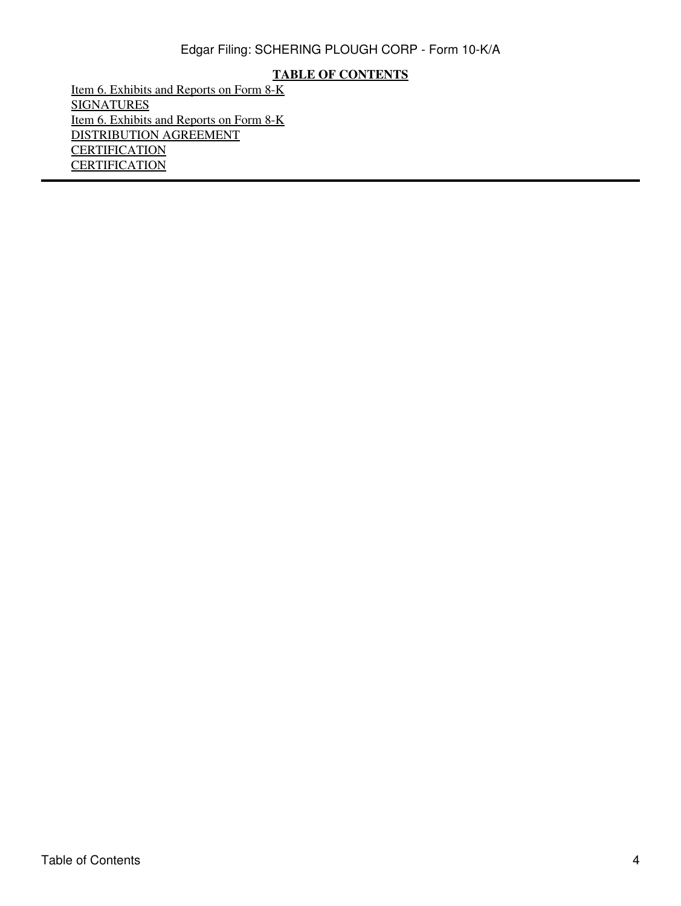**TABLE OF CONTENTS**

Item 6. Exhibits and Reports on Form 8-K
SIGNATURES
Item 6. Exhibits and Reports on Form 8-K
DISTRIBUTION AGREEMENT
CERTIFICATION
CERTIFICATION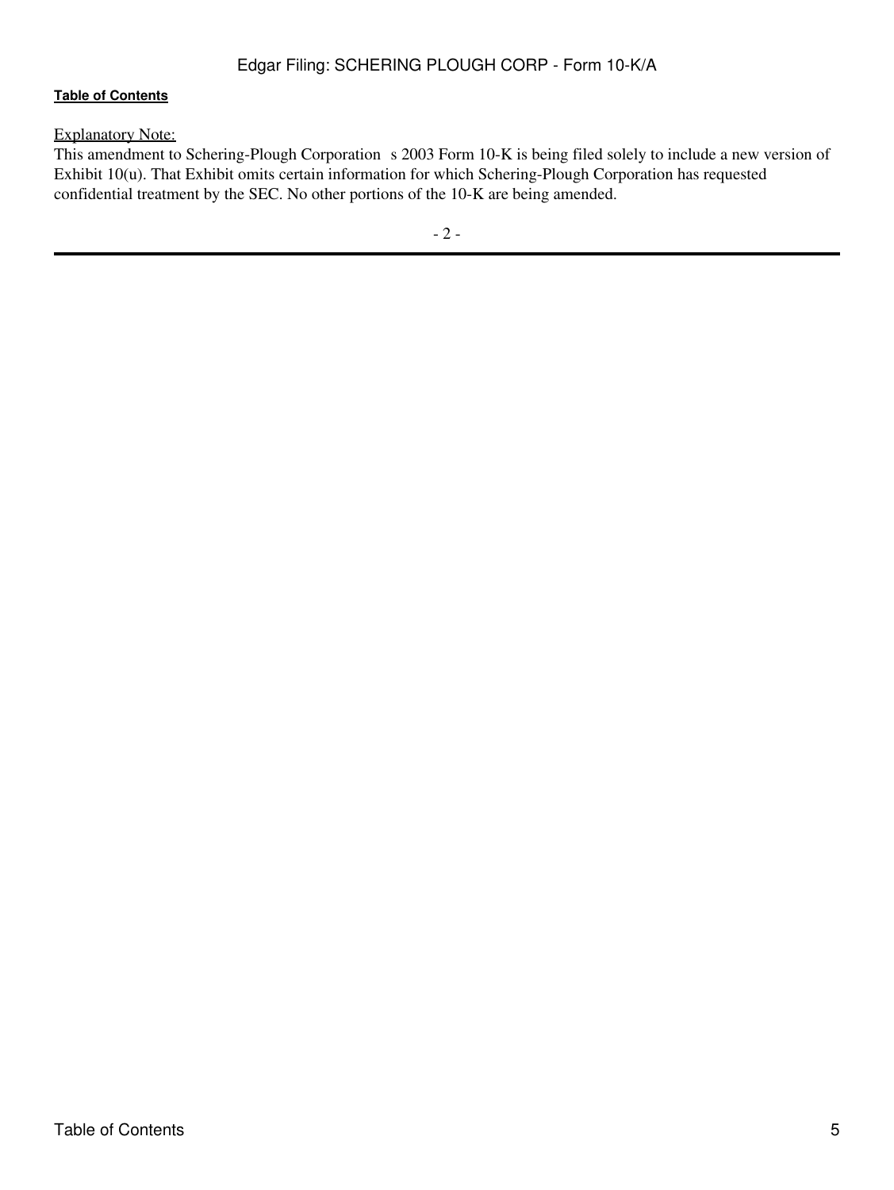[Table of Contents](#)

Explanatory Note:

This amendment to Schering-Plough Corporation s 2003 Form 10-K is being filed solely to include a new version of Exhibit 10(u). That Exhibit omits certain information for which Schering-Plough Corporation has requested confidential treatment by the SEC. No other portions of the 10-K are being amended.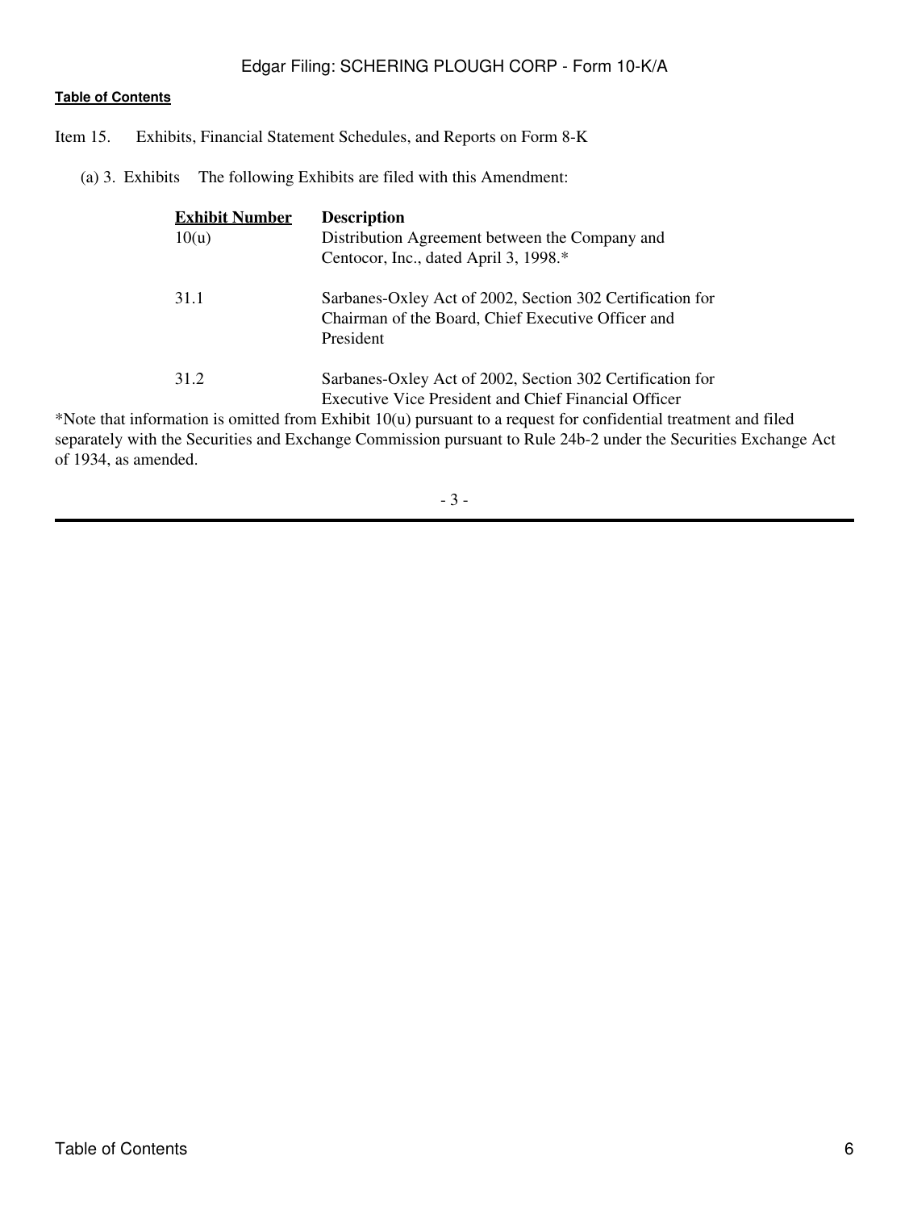Item 15. Exhibits, Financial Statement Schedules, and Reports on Form 8-K

(a) 3. Exhibits The following Exhibits are filed with this Amendment:

| Exhibit Number | Description |
|---|---|
| 10(u) | Distribution Agreement between the Company and Centocor, Inc., dated April 3, 1998.* |
| 31.1 | Sarbanes-Oxley Act of 2002, Section 302 Certification for Chairman of the Board, Chief Executive Officer and President |
| 31.2 | Sarbanes-Oxley Act of 2002, Section 302 Certification for Executive Vice President and Chief Financial Officer |

*Note that information is omitted from Exhibit 10(u) pursuant to a request for confidential treatment and filed separately with the Securities and Exchange Commission pursuant to Rule 24b-2 under the Securities Exchange Act of 1934, as amended.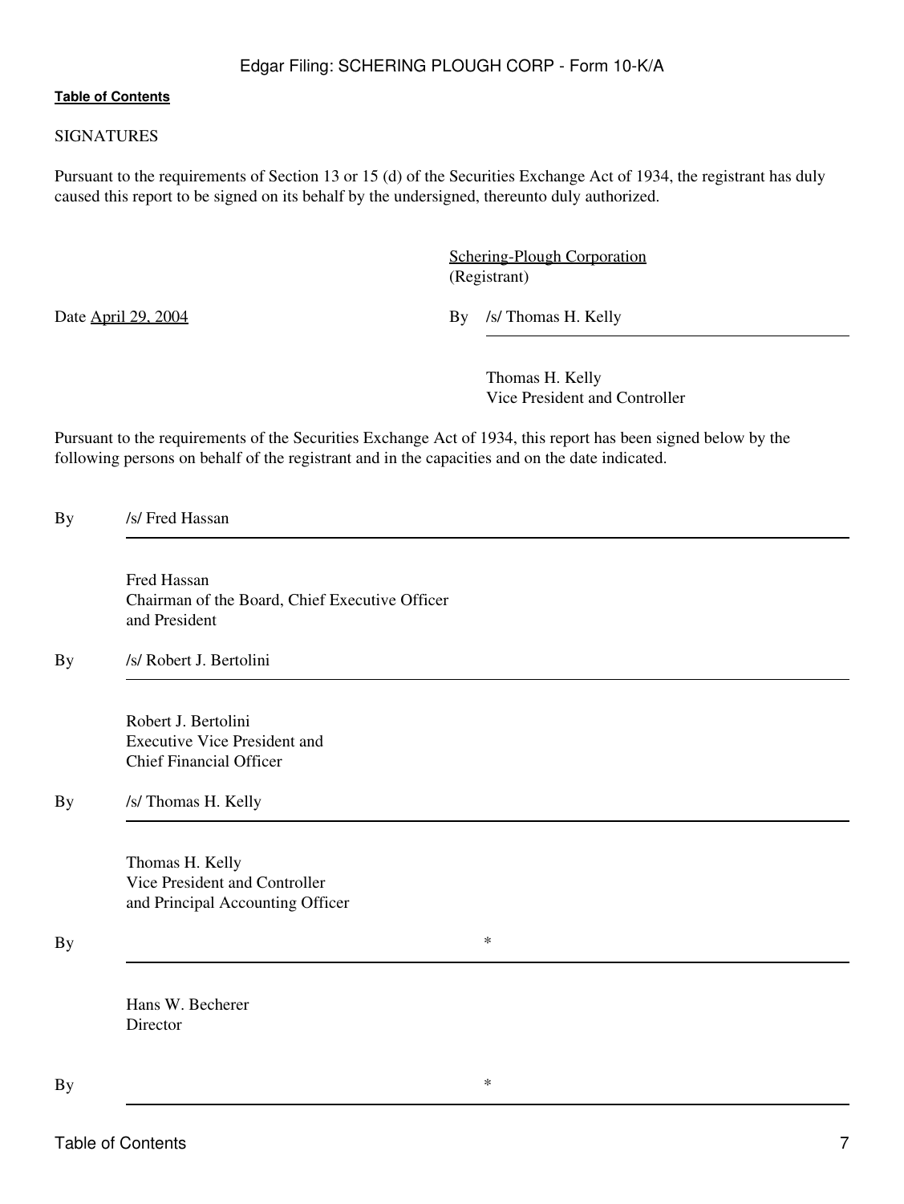**Table of Contents**

SIGNATURES

Pursuant to the requirements of Section 13 or 15 (d) of the Securities Exchange Act of 1934, the registrant has duly caused this report to be signed on its behalf by the undersigned, thereunto duly authorized.

Schering-Plough Corporation
(Registrant)

Date April 29, 2004

By /s/ Thomas H. Kelly

Thomas H. Kelly
Vice President and Controller

Pursuant to the requirements of the Securities Exchange Act of 1934, this report has been signed below by the following persons on behalf of the registrant and in the capacities and on the date indicated.

By /s/ Fred Hassan

Fred Hassan
Chairman of the Board, Chief Executive Officer and President

By /s/ Robert J. Bertolini

Robert J. Bertolini
Executive Vice President and Chief Financial Officer

By /s/ Thomas H. Kelly

Thomas H. Kelly
Vice President and Controller and Principal Accounting Officer

By *

Hans W. Becherer
Director

By *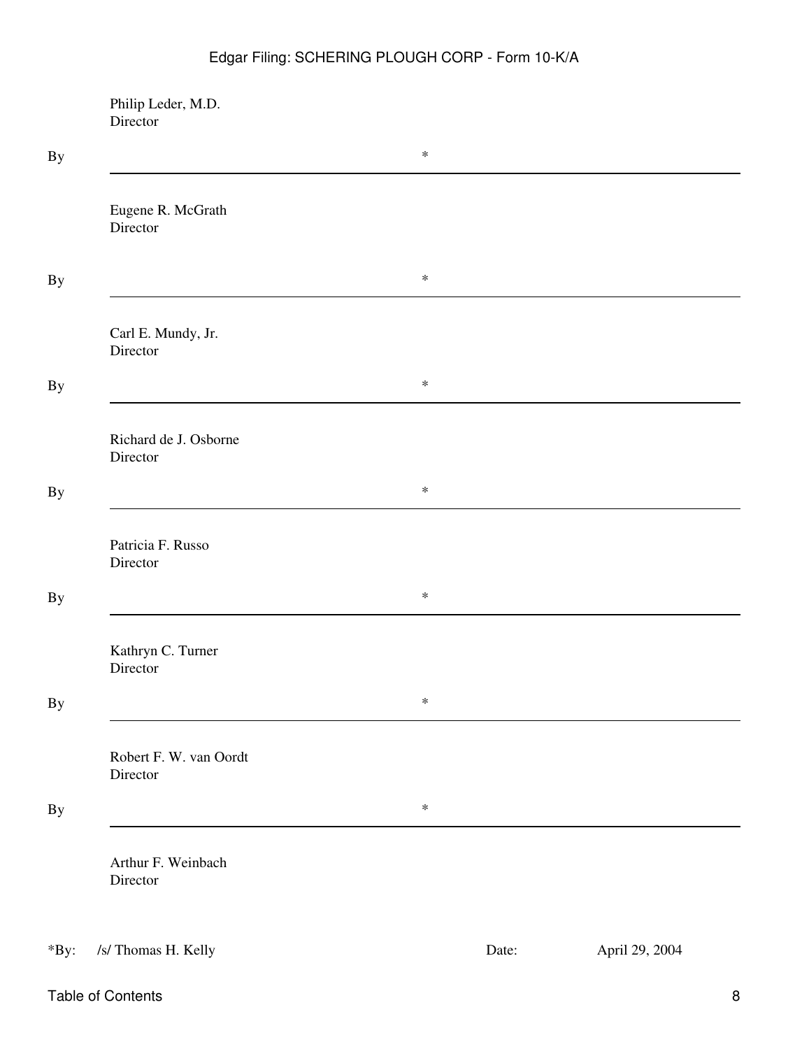Philip Leder, M.D.
Director

By \* 

Eugene R. McGrath
Director

By \*

Carl E. Mundy, Jr.
Director

By \*

Richard de J. Osborne
Director

By \*

Patricia F. Russo
Director

By \*

Kathryn C. Turner
Director

By \*

Robert F. W. van Oordt
Director

By \*

Arthur F. Weinbach
Director

\*By: /s/ Thomas H. Kelly Date: April 29, 2004

Table of Contents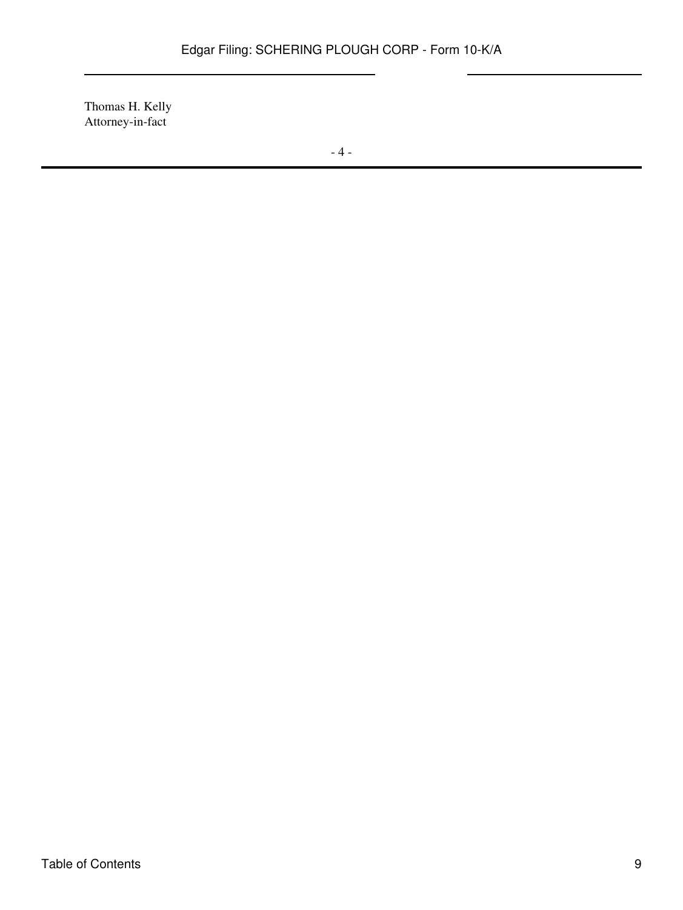Thomas H. Kelly
Attorney-in-fact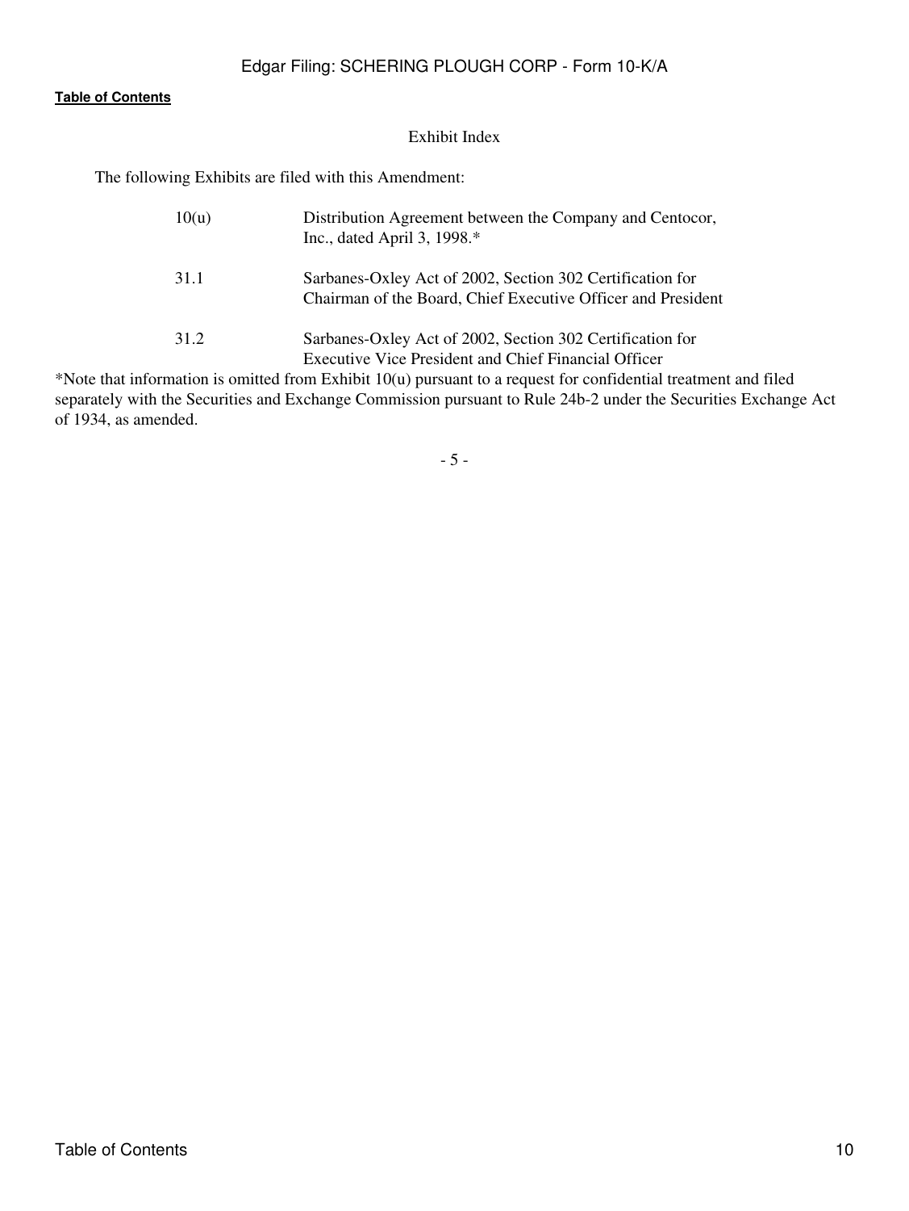Exhibit Index

The following Exhibits are filed with this Amendment:

| | |
|---|---|
| 10(u) | Distribution Agreement between the Company and Centocor, Inc., dated April 3, 1998.* |
| 31.1 | Sarbanes-Oxley Act of 2002, Section 302 Certification for Chairman of the Board, Chief Executive Officer and President |
| 31.2 | Sarbanes-Oxley Act of 2002, Section 302 Certification for Executive Vice President and Chief Financial Officer |

*Note that information is omitted from Exhibit 10(u) pursuant to a request for confidential treatment and filed separately with the Securities and Exchange Commission pursuant to Rule 24b-2 under the Securities Exchange Act of 1934, as amended.